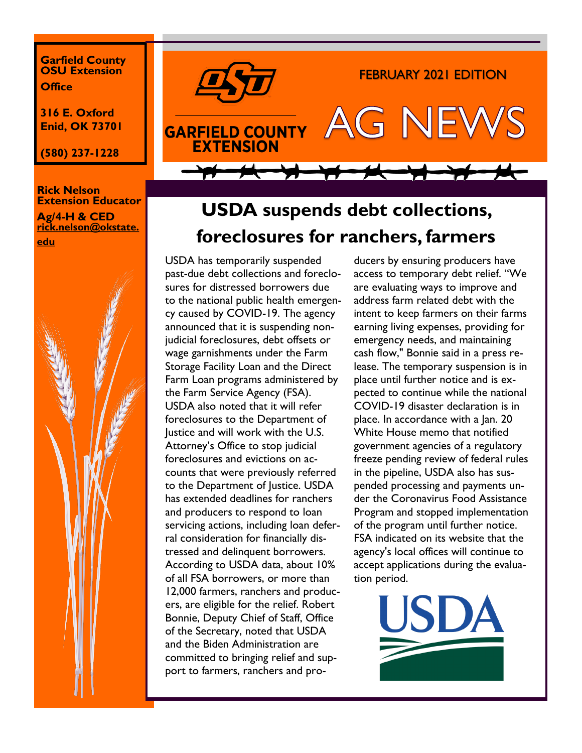**Garfield County OSU Extension Office**

**316 E. Oxford
Enid, OK 73701**

**(580) 237-1228**

**Rick Nelson
Extension Educator**

**Ag/4-H & CED
rick.nelson@okstate.edu**

GARFIELD COUNTY EXTENSION

FEBRUARY 2021 EDITION

# AG NEWS

## USDA suspends debt collections, foreclosures for ranchers, farmers

USDA has temporarily suspended past-due debt collections and foreclosures for distressed borrowers due to the national public health emergency caused by COVID-19. The agency announced that it is suspending non-judicial foreclosures, debt offsets or wage garnishments under the Farm Storage Facility Loan and the Direct Farm Loan programs administered by the Farm Service Agency (FSA). USDA also noted that it will refer foreclosures to the Department of Justice and will work with the U.S. Attorney's Office to stop judicial foreclosures and evictions on accounts that were previously referred to the Department of Justice. USDA has extended deadlines for ranchers and producers to respond to loan servicing actions, including loan deferral consideration for financially distressed and delinquent borrowers. According to USDA data, about 10% of all FSA borrowers, or more than 12,000 farmers, ranchers and producers, are eligible for the relief. Robert Bonnie, Deputy Chief of Staff, Office of the Secretary, noted that USDA and the Biden Administration are committed to bringing relief and support to farmers, ranchers and producers by ensuring producers have access to temporary debt relief. "We are evaluating ways to improve and address farm related debt with the intent to keep farmers on their farms earning living expenses, providing for emergency needs, and maintaining cash flow," Bonnie said in a press release. The temporary suspension is in place until further notice and is expected to continue while the national COVID-19 disaster declaration is in place. In accordance with a Jan. 20 White House memo that notified government agencies of a regulatory freeze pending review of federal rules in the pipeline, USDA also has suspended processing and payments under the Coronavirus Food Assistance Program and stopped implementation of the program until further notice. FSA indicated on its website that the agency's local offices will continue to accept applications during the evaluation period.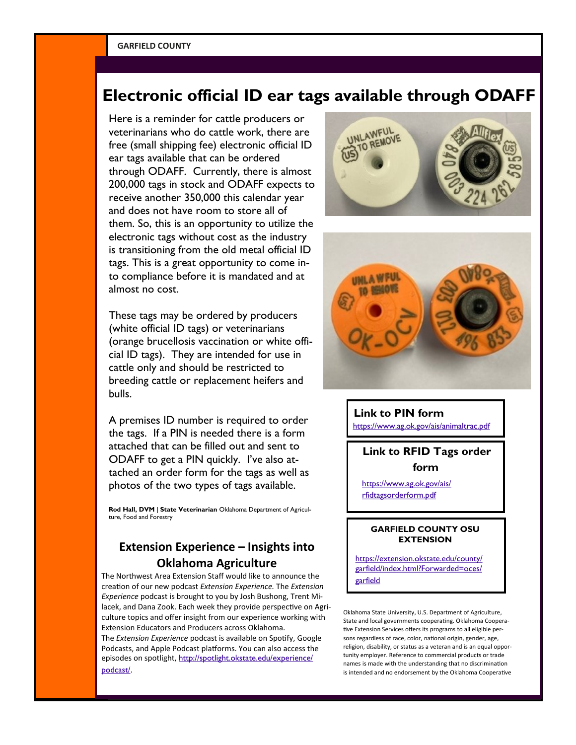## Electronic official ID ear tags available through ODAFF

Here is a reminder for cattle producers or veterinarians who do cattle work, there are free (small shipping fee) electronic official ID ear tags available that can be ordered through ODAFF. Currently, there is almost 200,000 tags in stock and ODAFF expects to receive another 350,000 this calendar year and does not have room to store all of them. So, this is an opportunity to utilize the electronic tags without cost as the industry is transitioning from the old metal official ID tags. This is a great opportunity to come into compliance before it is mandated and at almost no cost.

These tags may be ordered by producers (white official ID tags) or veterinarians (orange brucellosis vaccination or white official ID tags). They are intended for use in cattle only and should be restricted to breeding cattle or replacement heifers and bulls.

A premises ID number is required to order the tags. If a PIN is needed there is a form attached that can be filled out and sent to ODAFF to get a PIN quickly. I've also attached an order form for the tags as well as photos of the two types of tags available.

**Rod Hall, DVM | State Veterinarian** Oklahoma Department of Agriculture, Food and Forestry

**Link to PIN form**

https://www.ag.ok.gov/ais/animaltrac.pdf

**Link to RFID Tags order form**

https://www.ag.ok.gov/ais/rfidtagsorderform.pdf

**GARFIELD COUNTY OSU EXTENSION**

https://extension.okstate.edu/county/garfield/index.html?Forwarded=oces/garfield

## Extension Experience – Insights into Oklahoma Agriculture

The Northwest Area Extension Staff would like to announce the creation of our new podcast *Extension Experience.* The *Extension Experience* podcast is brought to you by Josh Bushong, Trent Milacek, and Dana Zook. Each week they provide perspective on Agriculture topics and offer insight from our experience working with Extension Educators and Producers across Oklahoma.

The *Extension Experience* podcast is available on Spotify, Google Podcasts, and Apple Podcast platforms. You can also access the episodes on spotlight, http://spotlight.okstate.edu/experience/podcast/.

Oklahoma State University, U.S. Department of Agriculture, State and local governments cooperating. Oklahoma Cooperative Extension Services offers its programs to all eligible persons regardless of race, color, national origin, gender, age, religion, disability, or status as a veteran and is an equal opportunity employer. Reference to commercial products or trade names is made with the understanding that no discrimination is intended and no endorsement by the Oklahoma Cooperative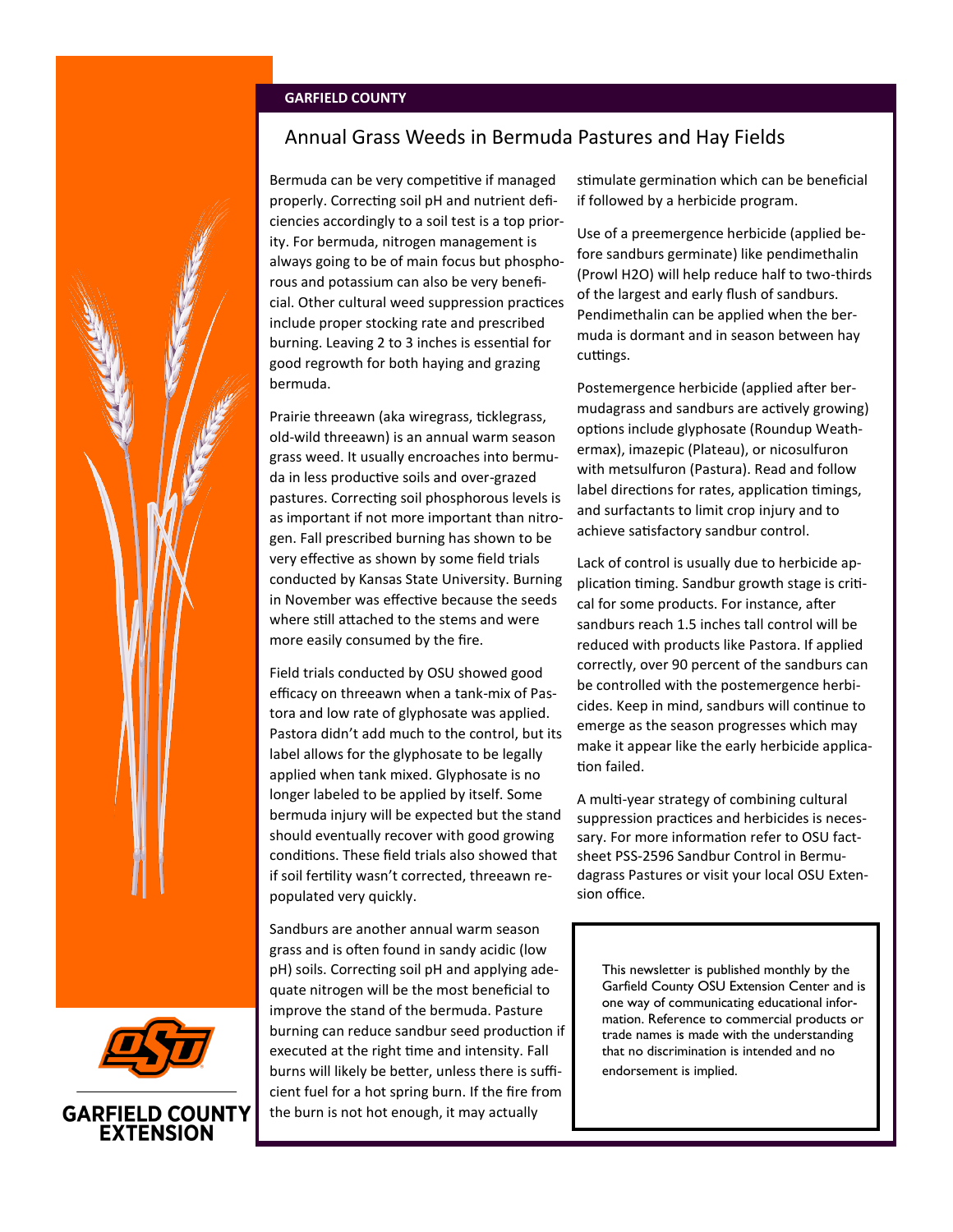GARFIELD COUNTY

## Annual Grass Weeds in Bermuda Pastures and Hay Fields

Bermuda can be very competitive if managed properly. Correcting soil pH and nutrient deficiencies accordingly to a soil test is a top priority. For bermuda, nitrogen management is always going to be of main focus but phosphorous and potassium can also be very beneficial. Other cultural weed suppression practices include proper stocking rate and prescribed burning. Leaving 2 to 3 inches is essential for good regrowth for both haying and grazing bermuda.

Prairie threeawn (aka wiregrass, ticklegrass, old-wild threeawn) is an annual warm season grass weed. It usually encroaches into bermuda in less productive soils and over-grazed pastures. Correcting soil phosphorous levels is as important if not more important than nitrogen. Fall prescribed burning has shown to be very effective as shown by some field trials conducted by Kansas State University. Burning in November was effective because the seeds where still attached to the stems and were more easily consumed by the fire.

Field trials conducted by OSU showed good efficacy on threeawn when a tank-mix of Pastora and low rate of glyphosate was applied. Pastora didn't add much to the control, but its label allows for the glyphosate to be legally applied when tank mixed. Glyphosate is no longer labeled to be applied by itself. Some bermuda injury will be expected but the stand should eventually recover with good growing conditions. These field trials also showed that if soil fertility wasn't corrected, threeawn repopulated very quickly.

Sandburs are another annual warm season grass and is often found in sandy acidic (low pH) soils. Correcting soil pH and applying adequate nitrogen will be the most beneficial to improve the stand of the bermuda. Pasture burning can reduce sandbur seed production if executed at the right time and intensity. Fall burns will likely be better, unless there is sufficient fuel for a hot spring burn. If the fire from the burn is not hot enough, it may actually stimulate germination which can be beneficial if followed by a herbicide program.

Use of a preemergence herbicide (applied before sandburs germinate) like pendimethalin (Prowl H2O) will help reduce half to two-thirds of the largest and early flush of sandburs. Pendimethalin can be applied when the bermuda is dormant and in season between hay cuttings.

Postemergence herbicide (applied after bermudagrass and sandburs are actively growing) options include glyphosate (Roundup Weathermax), imazepic (Plateau), or nicosulfuron with metsulfuron (Pastura). Read and follow label directions for rates, application timings, and surfactants to limit crop injury and to achieve satisfactory sandbur control.

Lack of control is usually due to herbicide application timing. Sandbur growth stage is critical for some products. For instance, after sandburs reach 1.5 inches tall control will be reduced with products like Pastora. If applied correctly, over 90 percent of the sandburs can be controlled with the postemergence herbicides. Keep in mind, sandburs will continue to emerge as the season progresses which may make it appear like the early herbicide application failed.

A multi-year strategy of combining cultural suppression practices and herbicides is necessary. For more information refer to OSU factsheet PSS-2596 Sandbur Control in Bermudagrass Pastures or visit your local OSU Extension office.

This newsletter is published monthly by the Garfield County OSU Extension Center and is one way of communicating educational information. Reference to commercial products or trade names is made with the understanding that no discrimination is intended and no endorsement is implied.

GARFIELD COUNTY EXTENSION